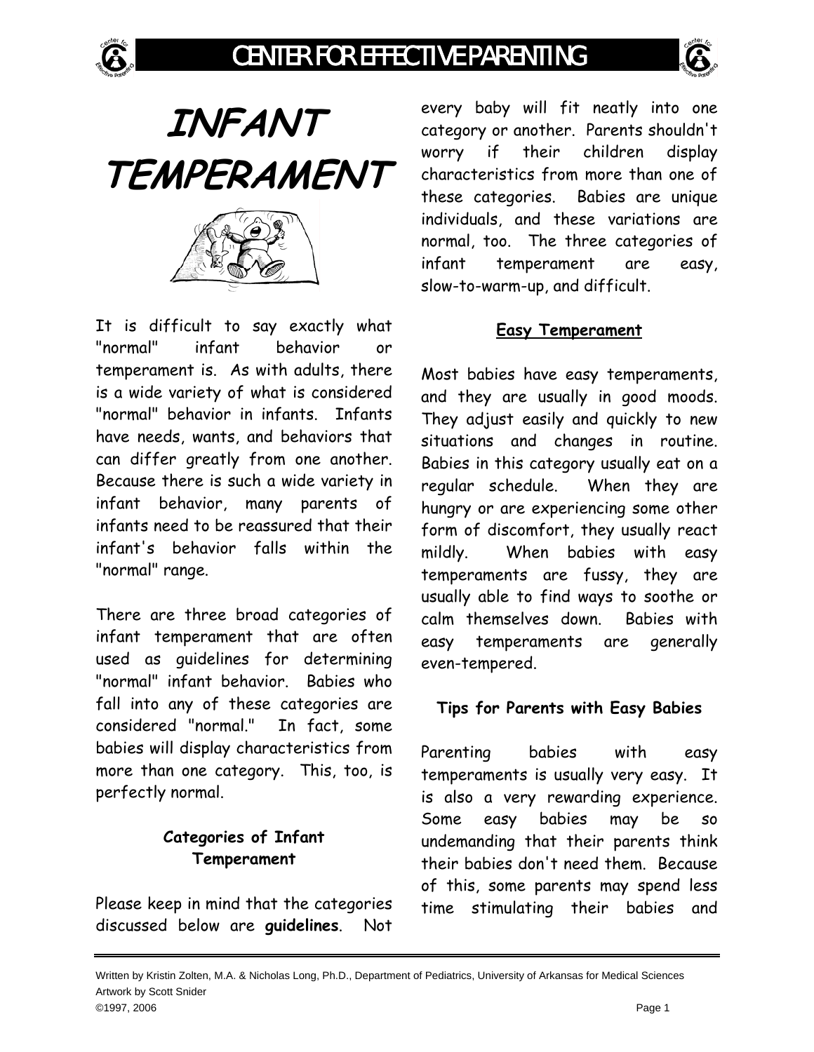# INFANT TEMPERAMENT

It is difficult to say exactly what "normal" infant behavior or temperament is. As with adults, there is a wide variety of what is considered "normal" behavior in infants. Infants have needs, wants, and behaviors that can differ greatly from one another. Because there is such a wide variety in infant behavior, many parents of infants need to be reassured that their infant's behavior falls within the "normal" range.

There are three broad categories of infant temperament that are often used as guidelines for determining "normal" infant behavior. Babies who fall into any of these categories are considered "normal." In fact, some babies will display characteristics from more than one category. This, too, is perfectly normal.

## Categories of Infant Temperament

Please keep in mind that the categories discussed below are **guidelines**. Not every baby will fit neatly into one category or another. Parents shouldn't worry if their children display characteristics from more than one of these categories. Babies are unique individuals, and these variations are normal, too. The three categories of infant temperament are easy, slow-to-warm-up, and difficult.

### Easy Temperament

Most babies have easy temperaments, and they are usually in good moods. They adjust easily and quickly to new situations and changes in routine. Babies in this category usually eat on a regular schedule. When they are hungry or are experiencing some other form of discomfort, they usually react mildly. When babies with easy temperaments are fussy, they are usually able to find ways to soothe or calm themselves down. Babies with easy temperaments are generally even-tempered.

#### Tips for Parents with Easy Babies

Parenting babies with easy temperaments is usually very easy. It is also a very rewarding experience. Some easy babies may be so undemanding that their parents think their babies don't need them. Because of this, some parents may spend less time stimulating their babies and

Written by Kristin Zolten, M.A. & Nicholas Long, Ph.D., Department of Pediatrics, University of Arkansas for Medical Sciences
Artwork by Scott Snider
©1997, 2006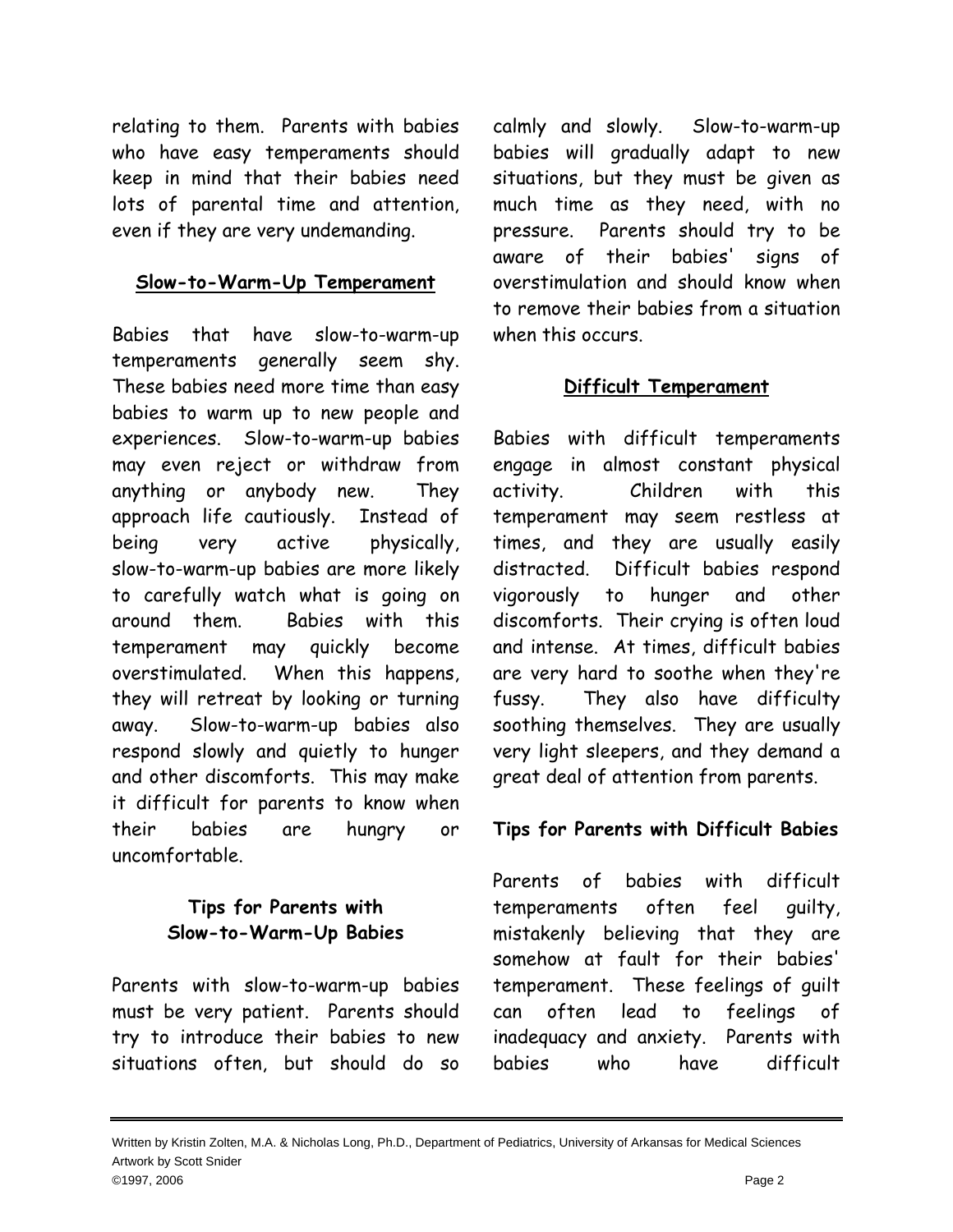relating to them. Parents with babies who have easy temperaments should keep in mind that their babies need lots of parental time and attention, even if they are very undemanding.

## Slow-to-Warm-Up Temperament

Babies that have slow-to-warm-up temperaments generally seem shy. These babies need more time than easy babies to warm up to new people and experiences. Slow-to-warm-up babies may even reject or withdraw from anything or anybody new. They approach life cautiously. Instead of being very active physically, slow-to-warm-up babies are more likely to carefully watch what is going on around them. Babies with this temperament may quickly become overstimulated. When this happens, they will retreat by looking or turning away. Slow-to-warm-up babies also respond slowly and quietly to hunger and other discomforts. This may make it difficult for parents to know when their babies are hungry or uncomfortable.

### Tips for Parents with Slow-to-Warm-Up Babies

Parents with slow-to-warm-up babies must be very patient. Parents should try to introduce their babies to new situations often, but should do so calmly and slowly. Slow-to-warm-up babies will gradually adapt to new situations, but they must be given as much time as they need, with no pressure. Parents should try to be aware of their babies' signs of overstimulation and should know when to remove their babies from a situation when this occurs.

## Difficult Temperament

Babies with difficult temperaments engage in almost constant physical activity. Children with this temperament may seem restless at times, and they are usually easily distracted. Difficult babies respond vigorously to hunger and other discomforts. Their crying is often loud and intense. At times, difficult babies are very hard to soothe when they're fussy. They also have difficulty soothing themselves. They are usually very light sleepers, and they demand a great deal of attention from parents.

### Tips for Parents with Difficult Babies

Parents of babies with difficult temperaments often feel guilty, mistakenly believing that they are somehow at fault for their babies' temperament. These feelings of guilt can often lead to feelings of inadequacy and anxiety. Parents with babies who have difficult

Written by Kristin Zolten, M.A. & Nicholas Long, Ph.D., Department of Pediatrics, University of Arkansas for Medical Sciences
Artwork by Scott Snider
©1997, 2006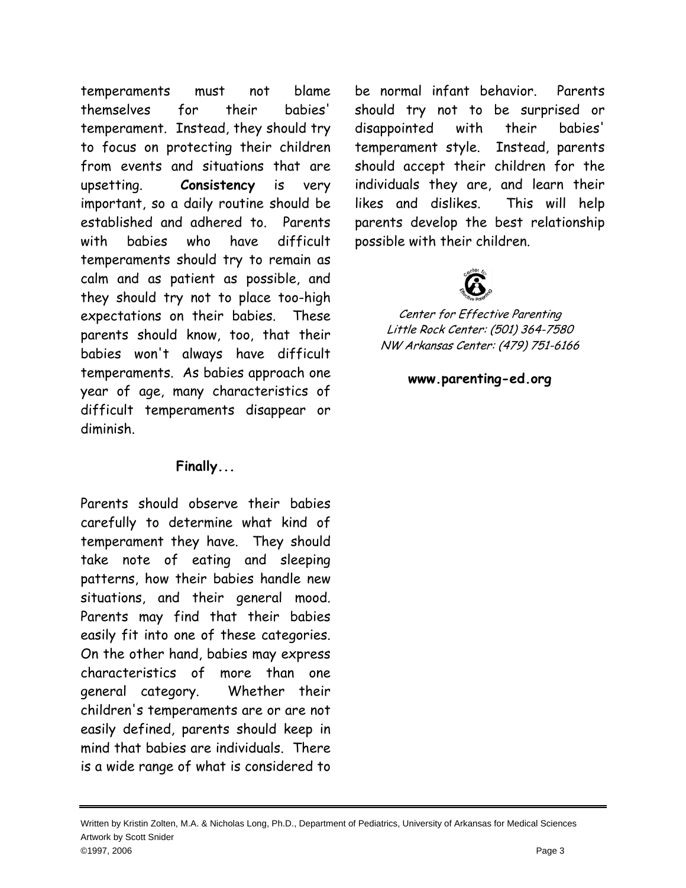temperaments must not blame themselves for their babies' temperament. Instead, they should try to focus on protecting their children from events and situations that are upsetting. **Consistency** is very important, so a daily routine should be established and adhered to. Parents with babies who have difficult temperaments should try to remain as calm and as patient as possible, and they should try not to place too-high expectations on their babies. These parents should know, too, that their babies won't always have difficult temperaments. As babies approach one year of age, many characteristics of difficult temperaments disappear or diminish.

### Finally...

Parents should observe their babies carefully to determine what kind of temperament they have. They should take note of eating and sleeping patterns, how their babies handle new situations, and their general mood. Parents may find that their babies easily fit into one of these categories. On the other hand, babies may express characteristics of more than one general category. Whether their children's temperaments are or are not easily defined, parents should keep in mind that babies are individuals. There is a wide range of what is considered to be normal infant behavior. Parents should try not to be surprised or disappointed with their babies' temperament style. Instead, parents should accept their children for the individuals they are, and learn their likes and dislikes. This will help parents develop the best relationship possible with their children.

*Center for Effective Parenting*
*Little Rock Center: (501) 364-7580*
*NW Arkansas Center: (479) 751-6166*

**www.parenting-ed.org**

Written by Kristin Zolten, M.A. & Nicholas Long, Ph.D., Department of Pediatrics, University of Arkansas for Medical Sciences
Artwork by Scott Snider
©1997, 2006